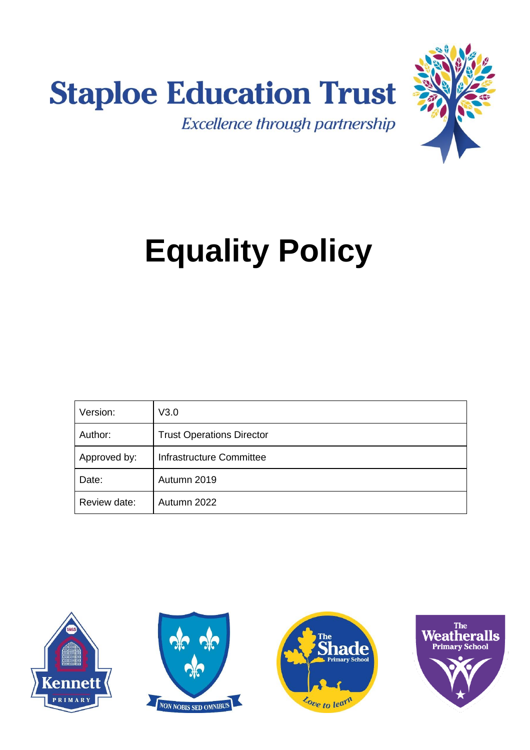Staploe Education Trust

*Excellence through partnership*

# Equality Policy

| Version: | V3.0 |
| --- | --- |
| Author: | Trust Operations Director |
| Approved by: | Infrastructure Committee |
| Date: | Autumn 2019 |
| Review date: | Autumn 2022 |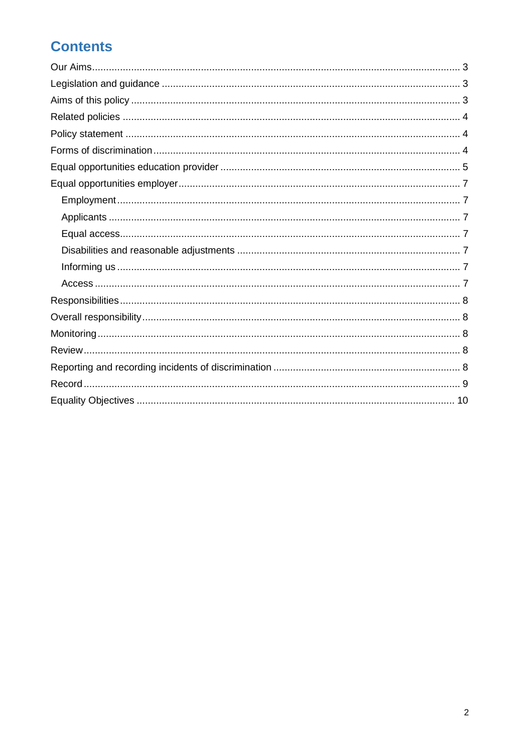# Contents

- Our Aims ... 3
- Legislation and guidance ... 3
- Aims of this policy ... 3
- Related policies ... 4
- Policy statement ... 4
- Forms of discrimination ... 4
- Equal opportunities education provider ... 5
- Equal opportunities employer ... 7
  - Employment ... 7
  - Applicants ... 7
  - Equal access ... 7
  - Disabilities and reasonable adjustments ... 7
  - Informing us ... 7
  - Access ... 7
- Responsibilities ... 8
- Overall responsibility ... 8
- Monitoring ... 8
- Review ... 8
- Reporting and recording incidents of discrimination ... 8
- Record ... 9
- Equality Objectives ... 10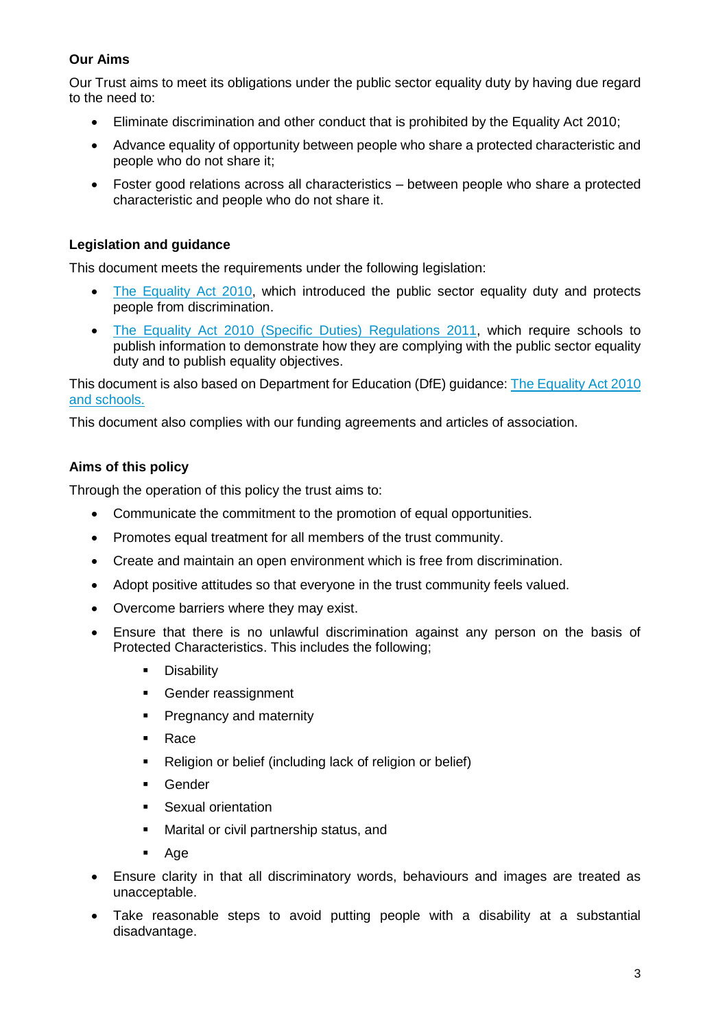### Our Aims

Our Trust aims to meet its obligations under the public sector equality duty by having due regard to the need to:

- Eliminate discrimination and other conduct that is prohibited by the Equality Act 2010;
- Advance equality of opportunity between people who share a protected characteristic and people who do not share it;
- Foster good relations across all characteristics – between people who share a protected characteristic and people who do not share it.

### Legislation and guidance

This document meets the requirements under the following legislation:

- The Equality Act 2010, which introduced the public sector equality duty and protects people from discrimination.
- The Equality Act 2010 (Specific Duties) Regulations 2011, which require schools to publish information to demonstrate how they are complying with the public sector equality duty and to publish equality objectives.

This document is also based on Department for Education (DfE) guidance: The Equality Act 2010 and schools.

This document also complies with our funding agreements and articles of association.

### Aims of this policy

Through the operation of this policy the trust aims to:

- Communicate the commitment to the promotion of equal opportunities.
- Promotes equal treatment for all members of the trust community.
- Create and maintain an open environment which is free from discrimination.
- Adopt positive attitudes so that everyone in the trust community feels valued.
- Overcome barriers where they may exist.
- Ensure that there is no unlawful discrimination against any person on the basis of Protected Characteristics. This includes the following;
  - Disability
  - Gender reassignment
  - Pregnancy and maternity
  - Race
  - Religion or belief (including lack of religion or belief)
  - Gender
  - Sexual orientation
  - Marital or civil partnership status, and
  - Age
- Ensure clarity in that all discriminatory words, behaviours and images are treated as unacceptable.
- Take reasonable steps to avoid putting people with a disability at a substantial disadvantage.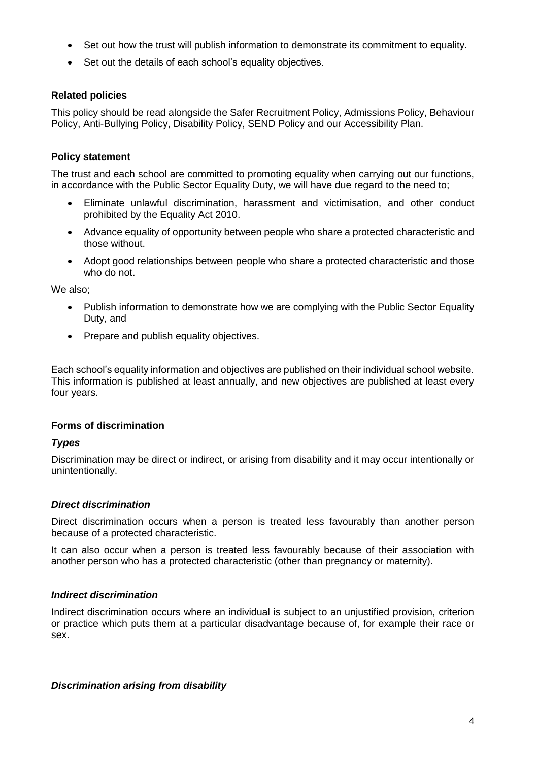- Set out how the trust will publish information to demonstrate its commitment to equality.
- Set out the details of each school's equality objectives.

### Related policies

This policy should be read alongside the Safer Recruitment Policy, Admissions Policy, Behaviour Policy, Anti-Bullying Policy, Disability Policy, SEND Policy and our Accessibility Plan.

### Policy statement

The trust and each school are committed to promoting equality when carrying out our functions, in accordance with the Public Sector Equality Duty, we will have due regard to the need to;

- Eliminate unlawful discrimination, harassment and victimisation, and other conduct prohibited by the Equality Act 2010.
- Advance equality of opportunity between people who share a protected characteristic and those without.
- Adopt good relationships between people who share a protected characteristic and those who do not.

We also;

- Publish information to demonstrate how we are complying with the Public Sector Equality Duty, and
- Prepare and publish equality objectives.

Each school's equality information and objectives are published on their individual school website. This information is published at least annually, and new objectives are published at least every four years.

### Forms of discrimination

#### *Types*

Discrimination may be direct or indirect, or arising from disability and it may occur intentionally or unintentionally.

#### *Direct discrimination*

Direct discrimination occurs when a person is treated less favourably than another person because of a protected characteristic.

It can also occur when a person is treated less favourably because of their association with another person who has a protected characteristic (other than pregnancy or maternity).

#### *Indirect discrimination*

Indirect discrimination occurs where an individual is subject to an unjustified provision, criterion or practice which puts them at a particular disadvantage because of, for example their race or sex.

#### *Discrimination arising from disability*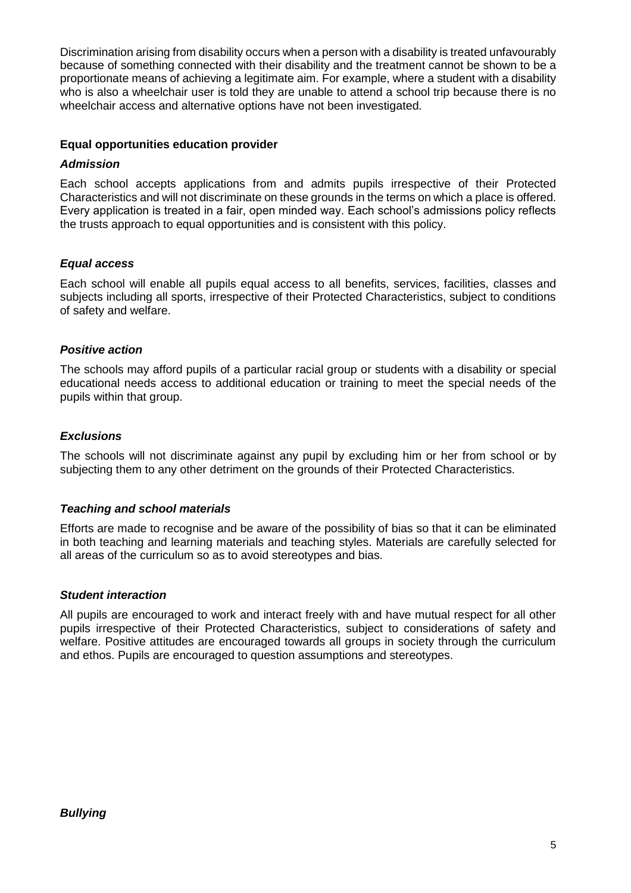Discrimination arising from disability occurs when a person with a disability is treated unfavourably because of something connected with their disability and the treatment cannot be shown to be a proportionate means of achieving a legitimate aim. For example, where a student with a disability who is also a wheelchair user is told they are unable to attend a school trip because there is no wheelchair access and alternative options have not been investigated.

**Equal opportunities education provider**

***Admission***

Each school accepts applications from and admits pupils irrespective of their Protected Characteristics and will not discriminate on these grounds in the terms on which a place is offered. Every application is treated in a fair, open minded way. Each school's admissions policy reflects the trusts approach to equal opportunities and is consistent with this policy.

***Equal access***

Each school will enable all pupils equal access to all benefits, services, facilities, classes and subjects including all sports, irrespective of their Protected Characteristics, subject to conditions of safety and welfare.

***Positive action***

The schools may afford pupils of a particular racial group or students with a disability or special educational needs access to additional education or training to meet the special needs of the pupils within that group.

***Exclusions***

The schools will not discriminate against any pupil by excluding him or her from school or by subjecting them to any other detriment on the grounds of their Protected Characteristics.

***Teaching and school materials***

Efforts are made to recognise and be aware of the possibility of bias so that it can be eliminated in both teaching and learning materials and teaching styles. Materials are carefully selected for all areas of the curriculum so as to avoid stereotypes and bias.

***Student interaction***

All pupils are encouraged to work and interact freely with and have mutual respect for all other pupils irrespective of their Protected Characteristics, subject to considerations of safety and welfare. Positive attitudes are encouraged towards all groups in society through the curriculum and ethos. Pupils are encouraged to question assumptions and stereotypes.

***Bullying***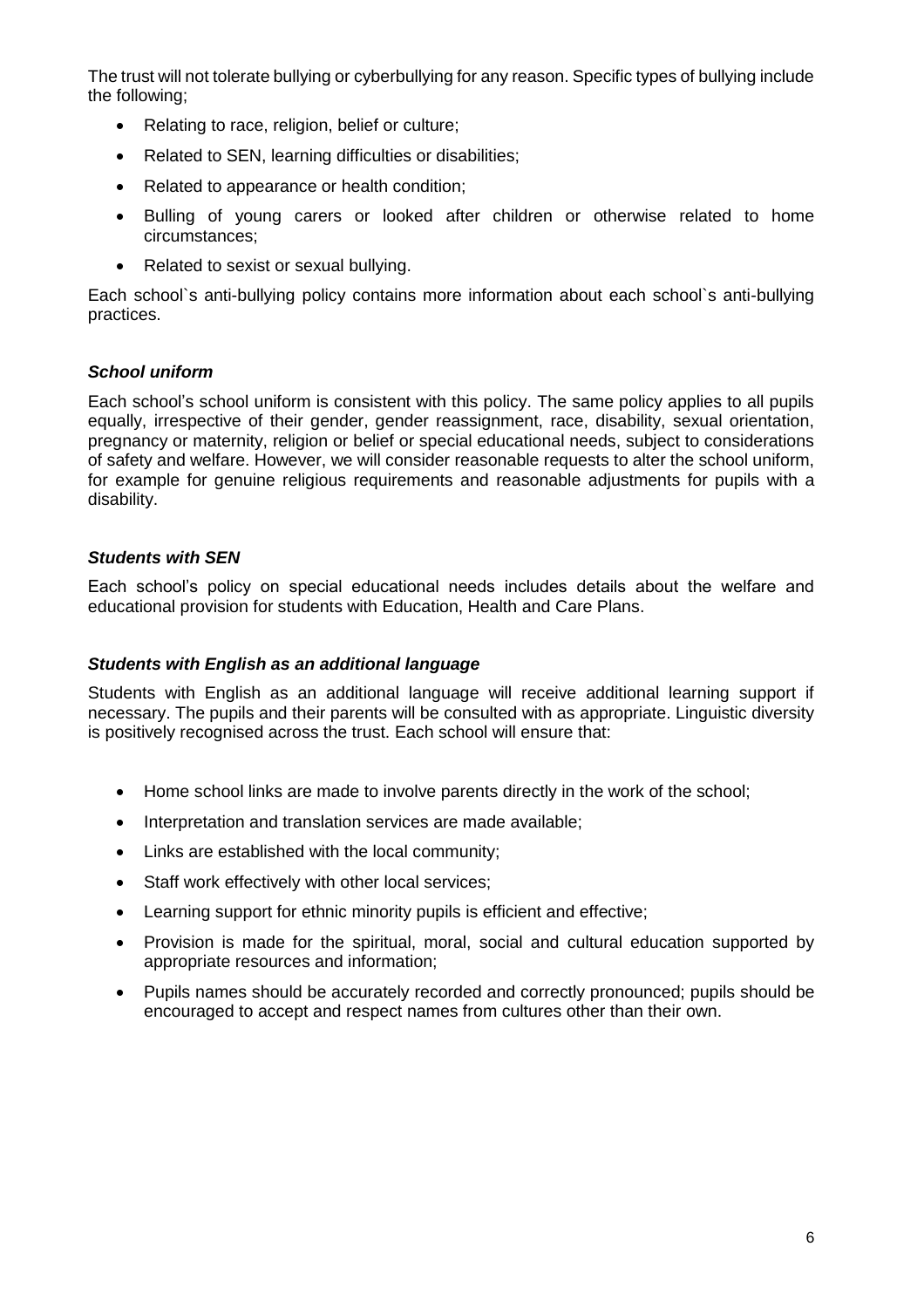The trust will not tolerate bullying or cyberbullying for any reason. Specific types of bullying include the following;

- Relating to race, religion, belief or culture;
- Related to SEN, learning difficulties or disabilities;
- Related to appearance or health condition;
- Bulling of young carers or looked after children or otherwise related to home circumstances;
- Related to sexist or sexual bullying.

Each school`s anti-bullying policy contains more information about each school`s anti-bullying practices.

### *School uniform*

Each school's school uniform is consistent with this policy. The same policy applies to all pupils equally, irrespective of their gender, gender reassignment, race, disability, sexual orientation, pregnancy or maternity, religion or belief or special educational needs, subject to considerations of safety and welfare. However, we will consider reasonable requests to alter the school uniform, for example for genuine religious requirements and reasonable adjustments for pupils with a disability.

### *Students with SEN*

Each school's policy on special educational needs includes details about the welfare and educational provision for students with Education, Health and Care Plans.

### *Students with English as an additional language*

Students with English as an additional language will receive additional learning support if necessary. The pupils and their parents will be consulted with as appropriate. Linguistic diversity is positively recognised across the trust. Each school will ensure that:

- Home school links are made to involve parents directly in the work of the school;
- Interpretation and translation services are made available;
- Links are established with the local community;
- Staff work effectively with other local services;
- Learning support for ethnic minority pupils is efficient and effective;
- Provision is made for the spiritual, moral, social and cultural education supported by appropriate resources and information;
- Pupils names should be accurately recorded and correctly pronounced; pupils should be encouraged to accept and respect names from cultures other than their own.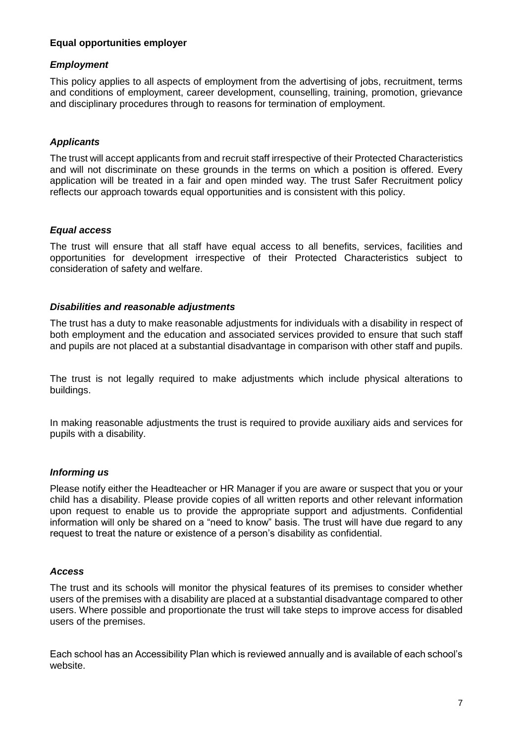## Equal opportunities employer

### *Employment*

This policy applies to all aspects of employment from the advertising of jobs, recruitment, terms and conditions of employment, career development, counselling, training, promotion, grievance and disciplinary procedures through to reasons for termination of employment.

### *Applicants*

The trust will accept applicants from and recruit staff irrespective of their Protected Characteristics and will not discriminate on these grounds in the terms on which a position is offered. Every application will be treated in a fair and open minded way. The trust Safer Recruitment policy reflects our approach towards equal opportunities and is consistent with this policy.

### *Equal access*

The trust will ensure that all staff have equal access to all benefits, services, facilities and opportunities for development irrespective of their Protected Characteristics subject to consideration of safety and welfare.

### *Disabilities and reasonable adjustments*

The trust has a duty to make reasonable adjustments for individuals with a disability in respect of both employment and the education and associated services provided to ensure that such staff and pupils are not placed at a substantial disadvantage in comparison with other staff and pupils.

The trust is not legally required to make adjustments which include physical alterations to buildings.

In making reasonable adjustments the trust is required to provide auxiliary aids and services for pupils with a disability.

### *Informing us*

Please notify either the Headteacher or HR Manager if you are aware or suspect that you or your child has a disability. Please provide copies of all written reports and other relevant information upon request to enable us to provide the appropriate support and adjustments. Confidential information will only be shared on a "need to know" basis. The trust will have due regard to any request to treat the nature or existence of a person's disability as confidential.

### *Access*

The trust and its schools will monitor the physical features of its premises to consider whether users of the premises with a disability are placed at a substantial disadvantage compared to other users. Where possible and proportionate the trust will take steps to improve access for disabled users of the premises.

Each school has an Accessibility Plan which is reviewed annually and is available of each school's website.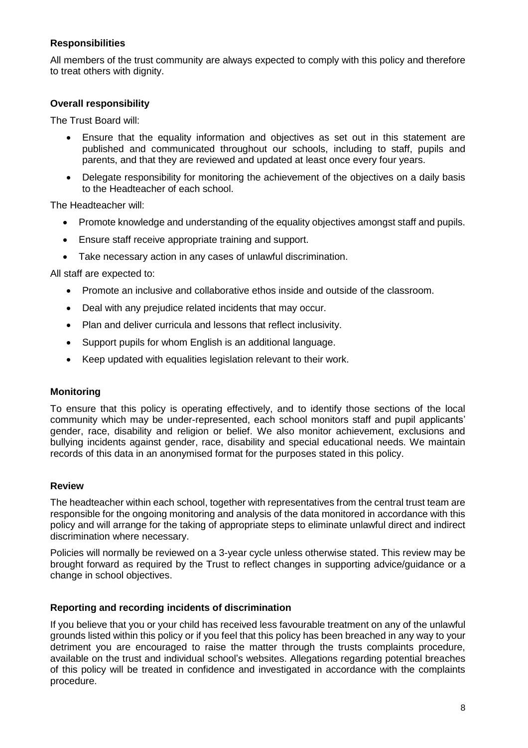### Responsibilities

All members of the trust community are always expected to comply with this policy and therefore to treat others with dignity.

### Overall responsibility

The Trust Board will:

- Ensure that the equality information and objectives as set out in this statement are published and communicated throughout our schools, including to staff, pupils and parents, and that they are reviewed and updated at least once every four years.
- Delegate responsibility for monitoring the achievement of the objectives on a daily basis to the Headteacher of each school.

The Headteacher will:

- Promote knowledge and understanding of the equality objectives amongst staff and pupils.
- Ensure staff receive appropriate training and support.
- Take necessary action in any cases of unlawful discrimination.

All staff are expected to:

- Promote an inclusive and collaborative ethos inside and outside of the classroom.
- Deal with any prejudice related incidents that may occur.
- Plan and deliver curricula and lessons that reflect inclusivity.
- Support pupils for whom English is an additional language.
- Keep updated with equalities legislation relevant to their work.

### Monitoring

To ensure that this policy is operating effectively, and to identify those sections of the local community which may be under-represented, each school monitors staff and pupil applicants' gender, race, disability and religion or belief. We also monitor achievement, exclusions and bullying incidents against gender, race, disability and special educational needs. We maintain records of this data in an anonymised format for the purposes stated in this policy.

### Review

The headteacher within each school, together with representatives from the central trust team are responsible for the ongoing monitoring and analysis of the data monitored in accordance with this policy and will arrange for the taking of appropriate steps to eliminate unlawful direct and indirect discrimination where necessary.

Policies will normally be reviewed on a 3-year cycle unless otherwise stated. This review may be brought forward as required by the Trust to reflect changes in supporting advice/guidance or a change in school objectives.

### Reporting and recording incidents of discrimination

If you believe that you or your child has received less favourable treatment on any of the unlawful grounds listed within this policy or if you feel that this policy has been breached in any way to your detriment you are encouraged to raise the matter through the trusts complaints procedure, available on the trust and individual school's websites. Allegations regarding potential breaches of this policy will be treated in confidence and investigated in accordance with the complaints procedure.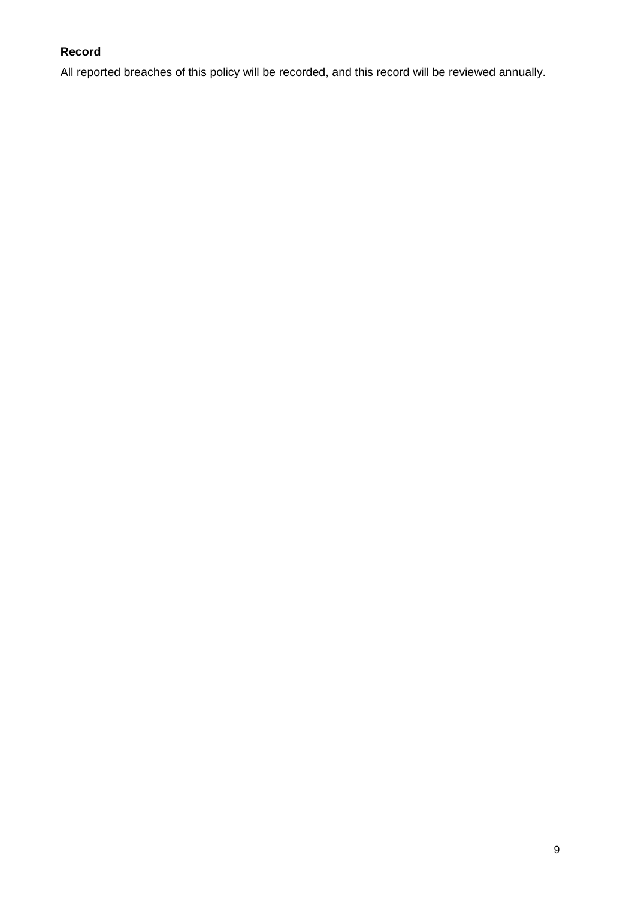**Record**

All reported breaches of this policy will be recorded, and this record will be reviewed annually.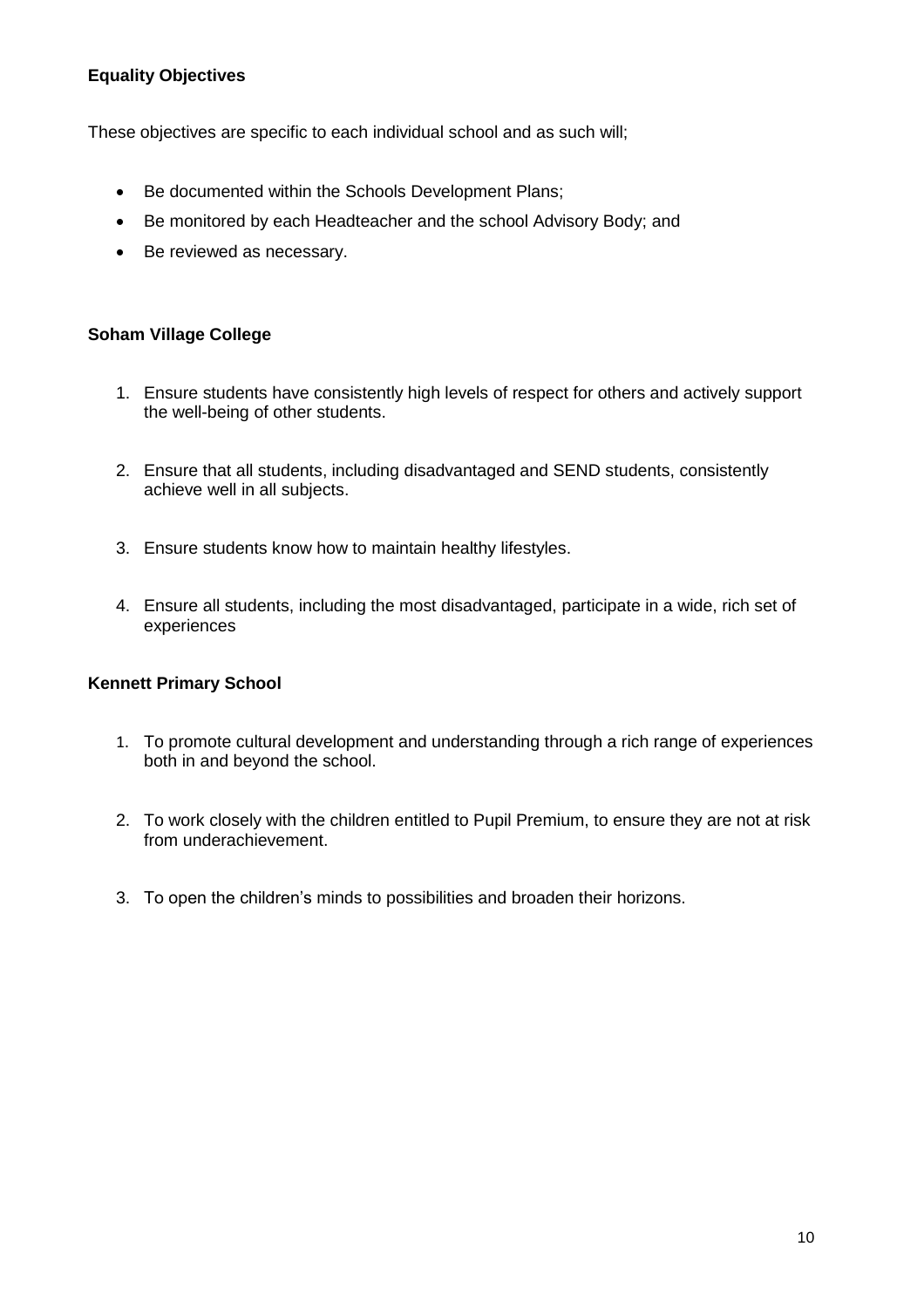### Equality Objectives

These objectives are specific to each individual school and as such will;

- Be documented within the Schools Development Plans;
- Be monitored by each Headteacher and the school Advisory Body; and
- Be reviewed as necessary.

### Soham Village College

1. Ensure students have consistently high levels of respect for others and actively support the well-being of other students.

2. Ensure that all students, including disadvantaged and SEND students, consistently achieve well in all subjects.

3. Ensure students know how to maintain healthy lifestyles.

4. Ensure all students, including the most disadvantaged, participate in a wide, rich set of experiences

### Kennett Primary School

1. To promote cultural development and understanding through a rich range of experiences both in and beyond the school.

2. To work closely with the children entitled to Pupil Premium, to ensure they are not at risk from underachievement.

3. To open the children's minds to possibilities and broaden their horizons.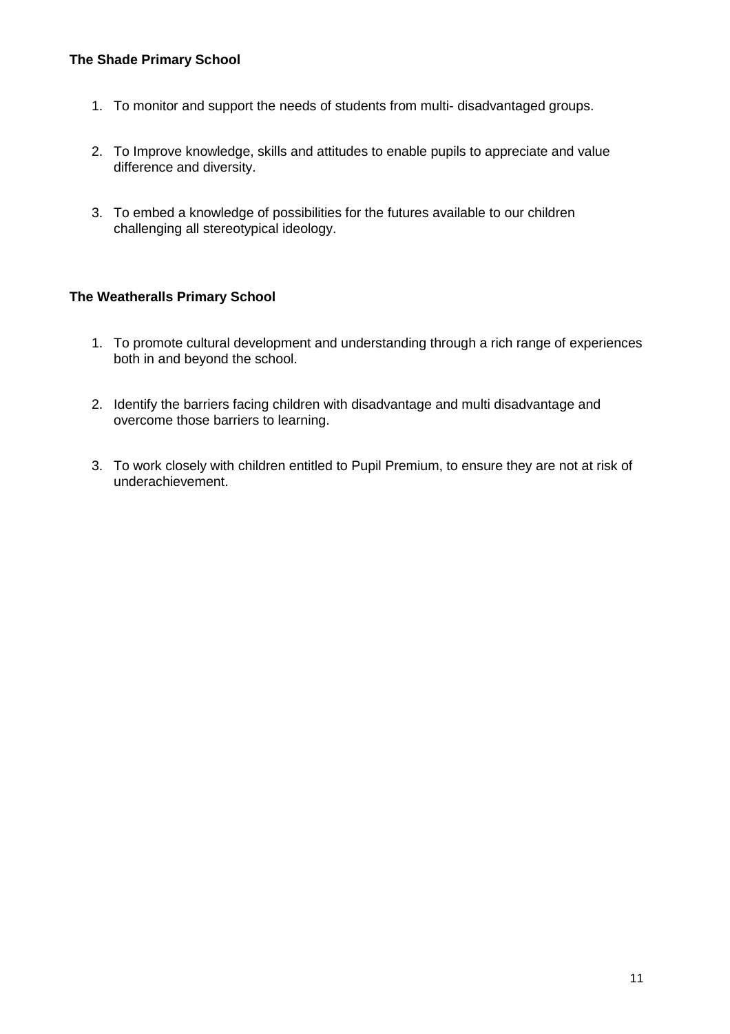**The Shade Primary School**

1. To monitor and support the needs of students from multi- disadvantaged groups.

2. To Improve knowledge, skills and attitudes to enable pupils to appreciate and value difference and diversity.

3. To embed a knowledge of possibilities for the futures available to our children challenging all stereotypical ideology.

**The Weatheralls Primary School**

1. To promote cultural development and understanding through a rich range of experiences both in and beyond the school.

2. Identify the barriers facing children with disadvantage and multi disadvantage and overcome those barriers to learning.

3. To work closely with children entitled to Pupil Premium, to ensure they are not at risk of underachievement.